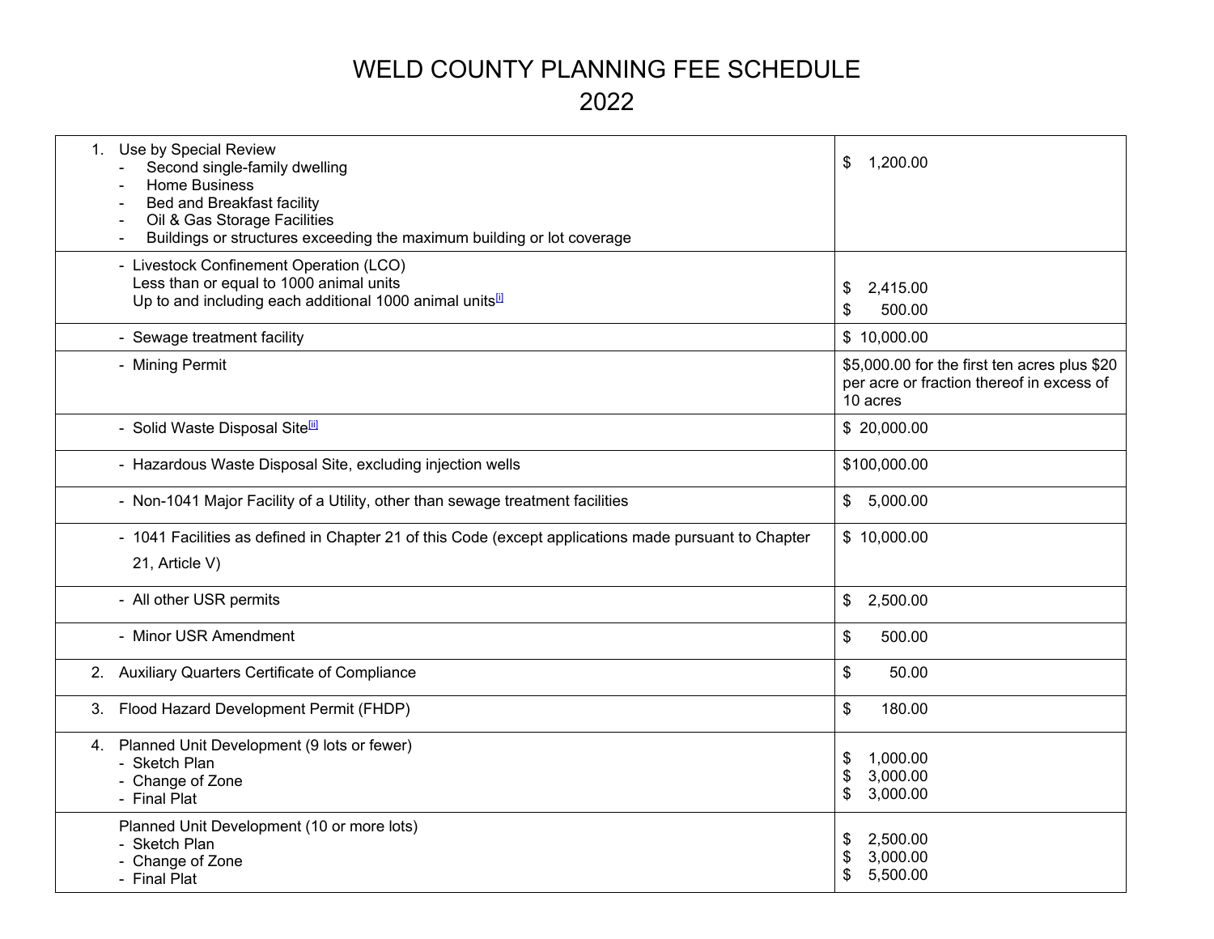# WELD COUNTY PLANNING FEE SCHEDULE
## 2022

| Item | Fee |
|---|---|
| 1. Use by Special Review<br>- Second single-family dwelling<br>- Home Business<br>- Bed and Breakfast facility<br>- Oil & Gas Storage Facilities<br>- Buildings or structures exceeding the maximum building or lot coverage | $ 1,200.00 |
| - Livestock Confinement Operation (LCO)<br>Less than or equal to 1000 animal units<br>Up to and including each additional 1000 animal units[i] | $ 2,415.00<br>$ 500.00 |
| - Sewage treatment facility | $ 10,000.00 |
| - Mining Permit | $5,000.00 for the first ten acres plus $20 per acre or fraction thereof in excess of 10 acres |
| - Solid Waste Disposal Site[ii] | $ 20,000.00 |
| - Hazardous Waste Disposal Site, excluding injection wells | $100,000.00 |
| - Non-1041 Major Facility of a Utility, other than sewage treatment facilities | $ 5,000.00 |
| - 1041 Facilities as defined in Chapter 21 of this Code (except applications made pursuant to Chapter 21, Article V) | $ 10,000.00 |
| - All other USR permits | $ 2,500.00 |
| - Minor USR Amendment | $ 500.00 |
| 2. Auxiliary Quarters Certificate of Compliance | $ 50.00 |
| 3. Flood Hazard Development Permit (FHDP) | $ 180.00 |
| 4. Planned Unit Development (9 lots or fewer)<br>- Sketch Plan<br>- Change of Zone<br>- Final Plat | $ 1,000.00<br>$ 3,000.00<br>$ 3,000.00 |
| Planned Unit Development (10 or more lots)<br>- Sketch Plan<br>- Change of Zone<br>- Final Plat | $ 2,500.00<br>$ 3,000.00<br>$ 5,500.00 |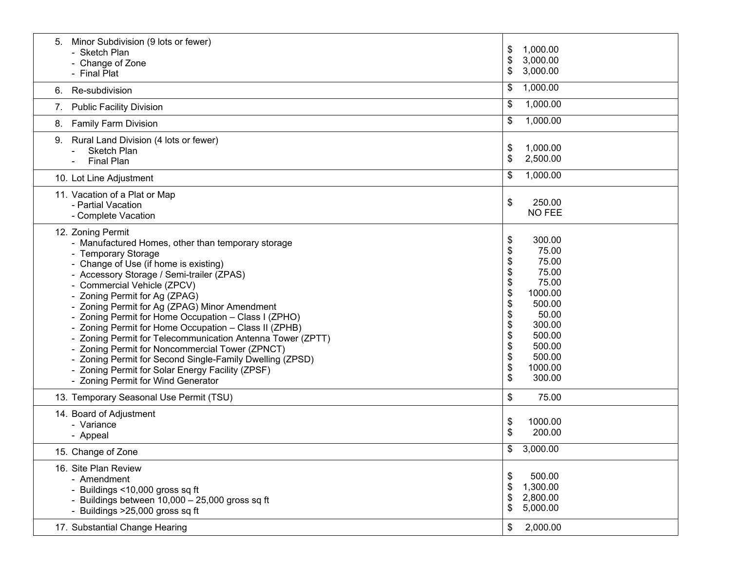| Item | Fee |
|---|---|
| 5. Minor Subdivision (9 lots or fewer)<br>- Sketch Plan<br>- Change of Zone<br>- Final Plat | <br>$ 1,000.00<br>$ 3,000.00<br>$ 3,000.00 |
| 6. Re-subdivision | $ 1,000.00 |
| 7. Public Facility Division | $ 1,000.00 |
| 8. Family Farm Division | $ 1,000.00 |
| 9. Rural Land Division (4 lots or fewer)<br>- Sketch Plan<br>- Final Plan | <br>$ 1,000.00<br>$ 2,500.00 |
| 10. Lot Line Adjustment | $ 1,000.00 |
| 11. Vacation of a Plat or Map<br>- Partial Vacation<br>- Complete Vacation | <br>$ 250.00<br>NO FEE |
| 12. Zoning Permit<br>- Manufactured Homes, other than temporary storage<br>- Temporary Storage<br>- Change of Use (if home is existing)<br>- Accessory Storage / Semi-trailer (ZPAS)<br>- Commercial Vehicle (ZPCV)<br>- Zoning Permit for Ag (ZPAG)<br>- Zoning Permit for Ag (ZPAG) Minor Amendment<br>- Zoning Permit for Home Occupation – Class I (ZPHO)<br>- Zoning Permit for Home Occupation – Class II (ZPHB)<br>- Zoning Permit for Telecommunication Antenna Tower (ZPTT)<br>- Zoning Permit for Noncommercial Tower (ZPNCT)<br>- Zoning Permit for Second Single-Family Dwelling (ZPSD)<br>- Zoning Permit for Solar Energy Facility (ZPSF)<br>- Zoning Permit for Wind Generator | <br>$ 300.00<br>$ 75.00<br>$ 75.00<br>$ 75.00<br>$ 75.00<br>$ 1000.00<br>$ 500.00<br>$ 50.00<br>$ 300.00<br>$ 500.00<br>$ 500.00<br>$ 500.00<br>$ 1000.00<br>$ 300.00 |
| 13. Temporary Seasonal Use Permit (TSU) | $ 75.00 |
| 14. Board of Adjustment<br>- Variance<br>- Appeal | <br>$ 1000.00<br>$ 200.00 |
| 15. Change of Zone | $ 3,000.00 |
| 16. Site Plan Review<br>- Amendment<br>- Buildings <10,000 gross sq ft<br>- Buildings between 10,000 – 25,000 gross sq ft<br>- Buildings >25,000 gross sq ft | <br>$ 500.00<br>$ 1,300.00<br>$ 2,800.00<br>$ 5,000.00 |
| 17. Substantial Change Hearing | $ 2,000.00 |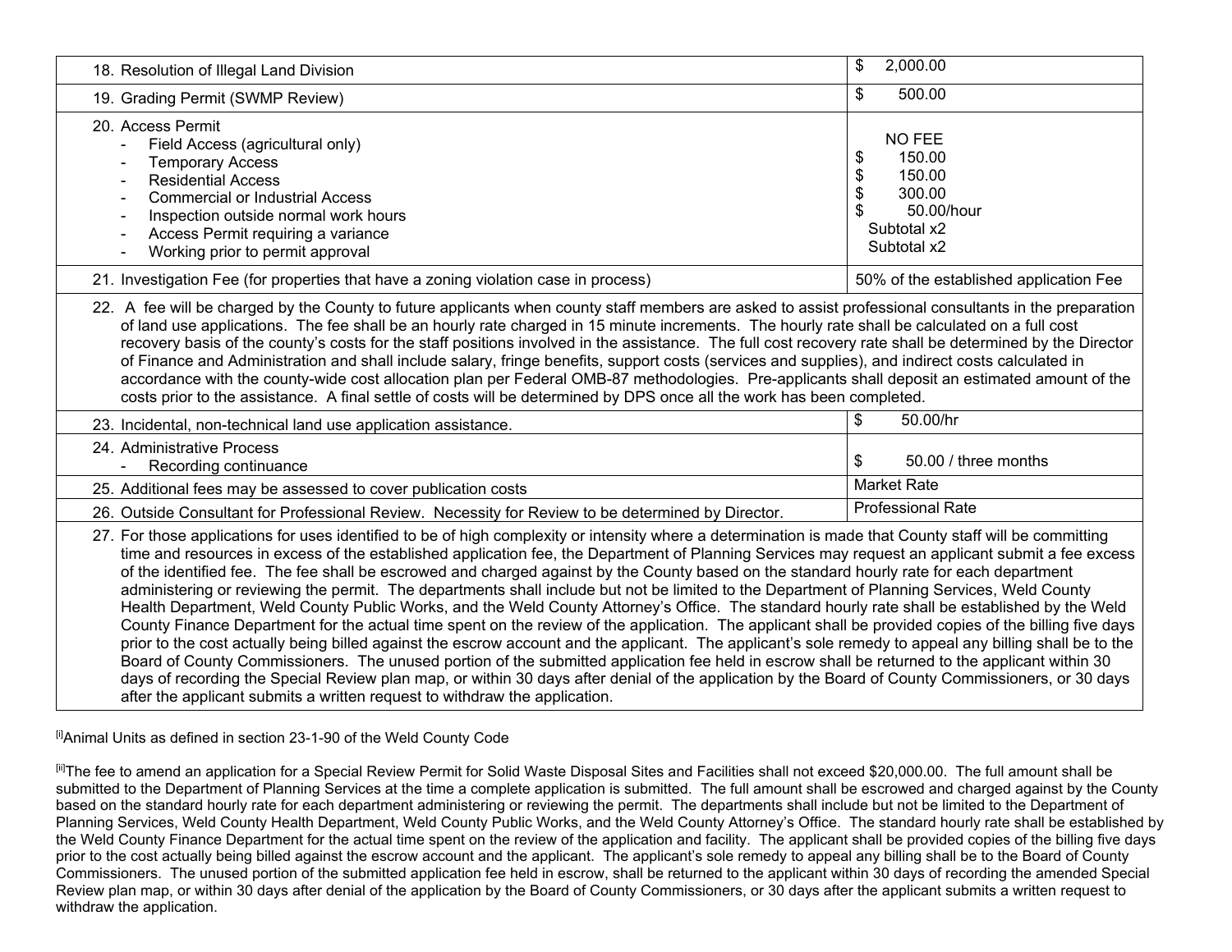| | |
|---|---|
| 18. Resolution of Illegal Land Division | $ 2,000.00 |
| 19. Grading Permit (SWMP Review) | $ 500.00 |
| 20. Access Permit<br>- Field Access (agricultural only)<br>- Temporary Access<br>- Residential Access<br>- Commercial or Industrial Access<br>- Inspection outside normal work hours<br>- Access Permit requiring a variance<br>- Working prior to permit approval | <br>NO FEE<br>$ 150.00<br>$ 150.00<br>$ 300.00<br>$ 50.00/hour<br>Subtotal x2<br>Subtotal x2 |
| 21. Investigation Fee (for properties that have a zoning violation case in process) | 50% of the established application Fee |
| 22. A fee will be charged by the County to future applicants when county staff members are asked to assist professional consultants in the preparation of land use applications. The fee shall be an hourly rate charged in 15 minute increments. The hourly rate shall be calculated on a full cost recovery basis of the county's costs for the staff positions involved in the assistance. The full cost recovery rate shall be determined by the Director of Finance and Administration and shall include salary, fringe benefits, support costs (services and supplies), and indirect costs calculated in accordance with the county-wide cost allocation plan per Federal OMB-87 methodologies. Pre-applicants shall deposit an estimated amount of the costs prior to the assistance. A final settle of costs will be determined by DPS once all the work has been completed. | |
| 23. Incidental, non-technical land use application assistance. | $ 50.00/hr |
| 24. Administrative Process<br>- Recording continuance | $ 50.00 / three months |
| 25. Additional fees may be assessed to cover publication costs | Market Rate |
| 26. Outside Consultant for Professional Review. Necessity for Review to be determined by Director. | Professional Rate |
| 27. For those applications for uses identified to be of high complexity or intensity where a determination is made that County staff will be committing time and resources in excess of the established application fee, the Department of Planning Services may request an applicant submit a fee excess of the identified fee. The fee shall be escrowed and charged against by the County based on the standard hourly rate for each department administering or reviewing the permit. The departments shall include but not be limited to the Department of Planning Services, Weld County Health Department, Weld County Public Works, and the Weld County Attorney's Office. The standard hourly rate shall be established by the Weld County Finance Department for the actual time spent on the review of the application. The applicant shall be provided copies of the billing five days prior to the cost actually being billed against the escrow account and the applicant. The applicant's sole remedy to appeal any billing shall be to the Board of County Commissioners. The unused portion of the submitted application fee held in escrow shall be returned to the applicant within 30 days of recording the Special Review plan map, or within 30 days after denial of the application by the Board of County Commissioners, or 30 days after the applicant submits a written request to withdraw the application. | |

[i]Animal Units as defined in section 23-1-90 of the Weld County Code

[ii]The fee to amend an application for a Special Review Permit for Solid Waste Disposal Sites and Facilities shall not exceed $20,000.00. The full amount shall be submitted to the Department of Planning Services at the time a complete application is submitted. The full amount shall be escrowed and charged against by the County based on the standard hourly rate for each department administering or reviewing the permit. The departments shall include but not be limited to the Department of Planning Services, Weld County Health Department, Weld County Public Works, and the Weld County Attorney's Office. The standard hourly rate shall be established by the Weld County Finance Department for the actual time spent on the review of the application and facility. The applicant shall be provided copies of the billing five days prior to the cost actually being billed against the escrow account and the applicant. The applicant's sole remedy to appeal any billing shall be to the Board of County Commissioners. The unused portion of the submitted application fee held in escrow, shall be returned to the applicant within 30 days of recording the amended Special Review plan map, or within 30 days after denial of the application by the Board of County Commissioners, or 30 days after the applicant submits a written request to withdraw the application.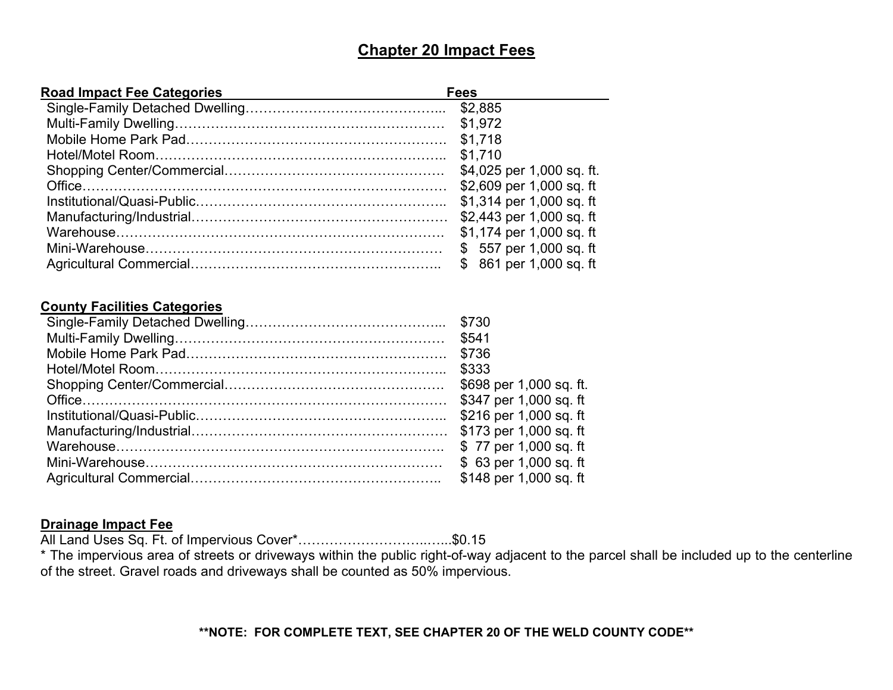# Chapter 20 Impact Fees

| Road Impact Fee Categories | Fees |
| --- | --- |
| Single-Family Detached Dwelling | $2,885 |
| Multi-Family Dwelling | $1,972 |
| Mobile Home Park Pad | $1,718 |
| Hotel/Motel Room | $1,710 |
| Shopping Center/Commercial | $4,025 per 1,000 sq. ft. |
| Office | $2,609 per 1,000 sq. ft |
| Institutional/Quasi-Public | $1,314 per 1,000 sq. ft |
| Manufacturing/Industrial | $2,443 per 1,000 sq. ft |
| Warehouse | $1,174 per 1,000 sq. ft |
| Mini-Warehouse | $ 557 per 1,000 sq. ft |
| Agricultural Commercial | $ 861 per 1,000 sq. ft |

| County Facilities Categories | |
| --- | --- |
| Single-Family Detached Dwelling | $730 |
| Multi-Family Dwelling | $541 |
| Mobile Home Park Pad | $736 |
| Hotel/Motel Room | $333 |
| Shopping Center/Commercial | $698 per 1,000 sq. ft. |
| Office | $347 per 1,000 sq. ft |
| Institutional/Quasi-Public | $216 per 1,000 sq. ft |
| Manufacturing/Industrial | $173 per 1,000 sq. ft |
| Warehouse | $ 77 per 1,000 sq. ft |
| Mini-Warehouse | $ 63 per 1,000 sq. ft |
| Agricultural Commercial | $148 per 1,000 sq. ft |

**Drainage Impact Fee**

All Land Uses Sq. Ft. of Impervious Cover*……………………………$0.15

* The impervious area of streets or driveways within the public right-of-way adjacent to the parcel shall be included up to the centerline of the street. Gravel roads and driveways shall be counted as 50% impervious.

****NOTE: FOR COMPLETE TEXT, SEE CHAPTER 20 OF THE WELD COUNTY CODE****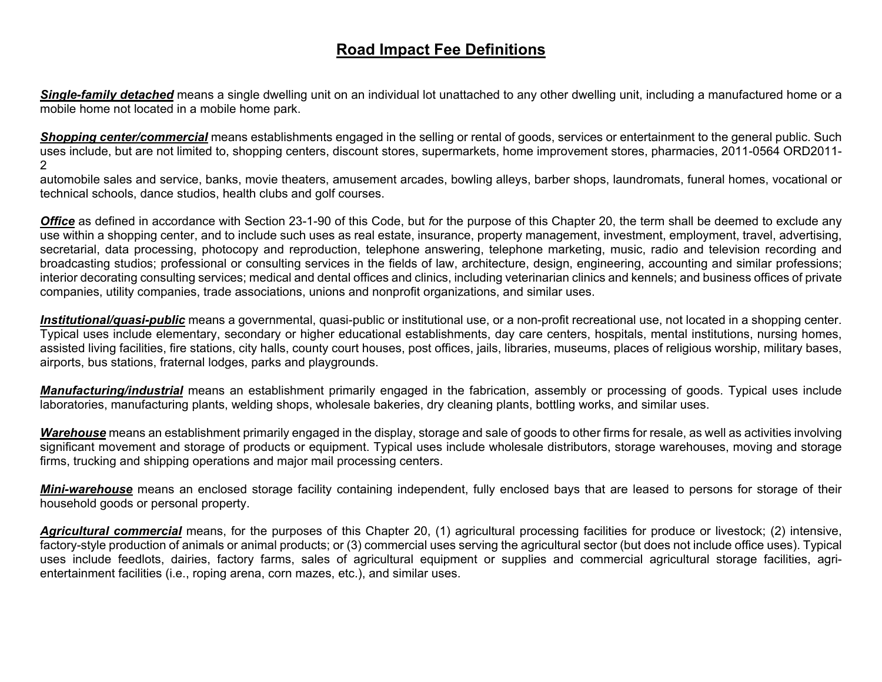# Road Impact Fee Definitions

***Single-family detached*** means a single dwelling unit on an individual lot unattached to any other dwelling unit, including a manufactured home or a mobile home not located in a mobile home park.

***Shopping center/commercial*** means establishments engaged in the selling or rental of goods, services or entertainment to the general public. Such uses include, but are not limited to, shopping centers, discount stores, supermarkets, home improvement stores, pharmacies, 2011-0564 ORD2011-2
automobile sales and service, banks, movie theaters, amusement arcades, bowling alleys, barber shops, laundromats, funeral homes, vocational or technical schools, dance studios, health clubs and golf courses.

***Office*** as defined in accordance with Section 23-1-90 of this Code, but *f*or the purpose of this Chapter 20, the term shall be deemed to exclude any use within a shopping center, and to include such uses as real estate, insurance, property management, investment, employment, travel, advertising, secretarial, data processing, photocopy and reproduction, telephone answering, telephone marketing, music, radio and television recording and broadcasting studios; professional or consulting services in the fields of law, architecture, design, engineering, accounting and similar professions; interior decorating consulting services; medical and dental offices and clinics, including veterinarian clinics and kennels; and business offices of private companies, utility companies, trade associations, unions and nonprofit organizations, and similar uses.

***Institutional/quasi-public*** means a governmental, quasi-public or institutional use, or a non-profit recreational use, not located in a shopping center. Typical uses include elementary, secondary or higher educational establishments, day care centers, hospitals, mental institutions, nursing homes, assisted living facilities, fire stations, city halls, county court houses, post offices, jails, libraries, museums, places of religious worship, military bases, airports, bus stations, fraternal lodges, parks and playgrounds.

***Manufacturing/industrial*** means an establishment primarily engaged in the fabrication, assembly or processing of goods. Typical uses include laboratories, manufacturing plants, welding shops, wholesale bakeries, dry cleaning plants, bottling works, and similar uses.

***Warehouse*** means an establishment primarily engaged in the display, storage and sale of goods to other firms for resale, as well as activities involving significant movement and storage of products or equipment. Typical uses include wholesale distributors, storage warehouses, moving and storage firms, trucking and shipping operations and major mail processing centers.

***Mini-warehouse*** means an enclosed storage facility containing independent, fully enclosed bays that are leased to persons for storage of their household goods or personal property.

***Agricultural commercial*** means, for the purposes of this Chapter 20, (1) agricultural processing facilities for produce or livestock; (2) intensive, factory-style production of animals or animal products; or (3) commercial uses serving the agricultural sector (but does not include office uses). Typical uses include feedlots, dairies, factory farms, sales of agricultural equipment or supplies and commercial agricultural storage facilities, agri-entertainment facilities (i.e., roping arena, corn mazes, etc.), and similar uses.